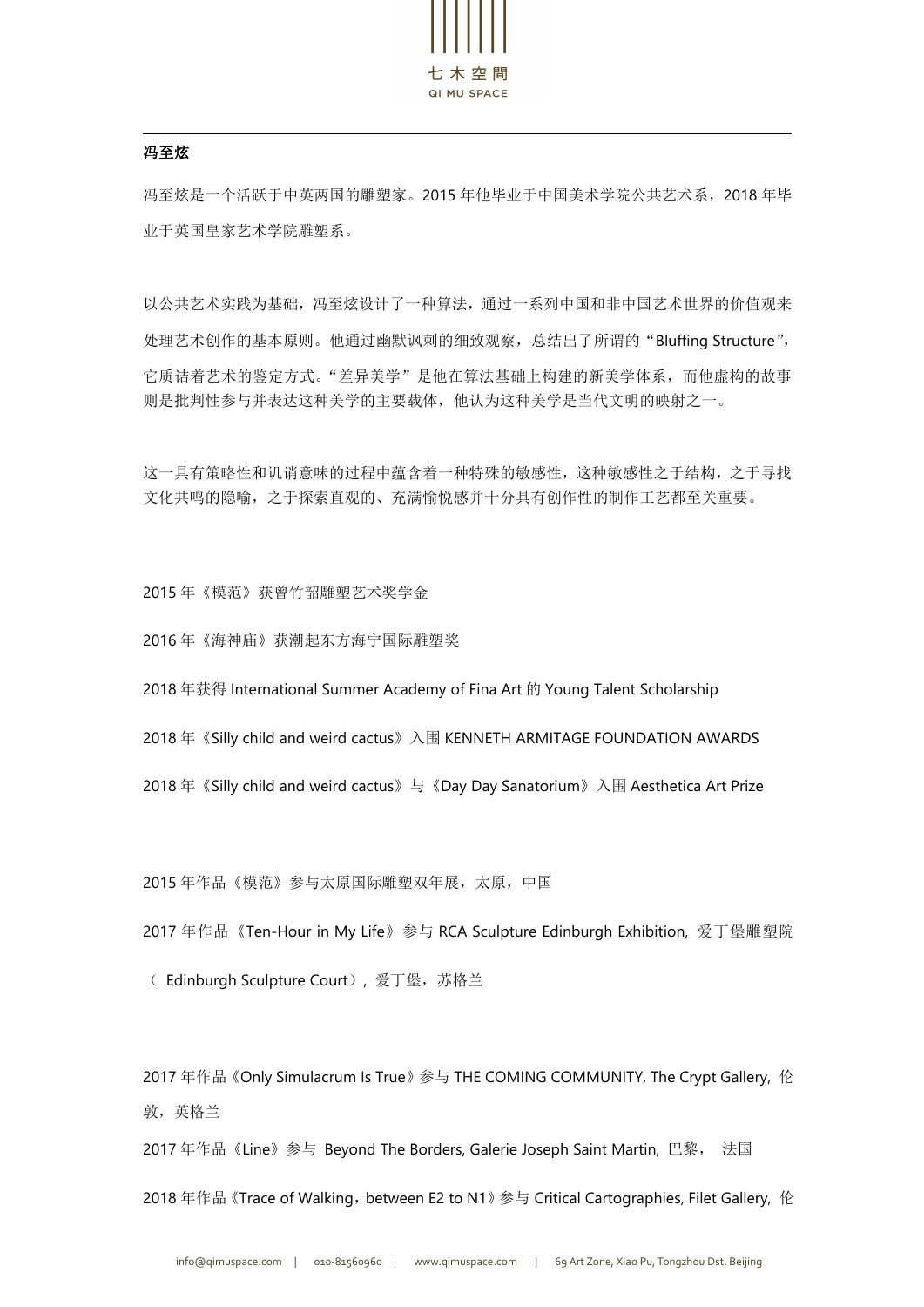**冯至炫**

冯至炫是一个活跃于中英两国的雕塑家。2015 年他毕业于中国美术学院公共艺术系，2018 年毕业于英国皇家艺术学院雕塑系。

以公共艺术实践为基础，冯至炫设计了一种算法，通过一系列中国和非中国艺术世界的价值观来处理艺术创作的基本原则。他通过幽默讽刺的细致观察，总结出了所谓的“Bluffing Structure”，它质诘着艺术的鉴定方式。“差异美学”是他在算法基础上构建的新美学体系，而他虚构的故事则是批判性参与并表达这种美学的主要载体，他认为这种美学是当代文明的映射之一。

这一具有策略性和讥诮意味的过程中蕴含着一种特殊的敏感性，这种敏感性之于结构，之于寻找文化共鸣的隐喻，之于探索直观的、充满愉悦感并十分具有创作性的制作工艺都至关重要。

2015 年《模范》获曾竹韶雕塑艺术奖学金

2016 年《海神庙》获潮起东方海宁国际雕塑奖

2018 年获得 International Summer Academy of Fina Art 的 Young Talent Scholarship

2018 年《Silly child and weird cactus》入围 KENNETH ARMITAGE FOUNDATION AWARDS

2018 年《Silly child and weird cactus》与《Day Day Sanatorium》入围 Aesthetica Art Prize

2015 年作品《模范》参与太原国际雕塑双年展，太原，中国

2017 年作品《Ten-Hour in My Life》参与 RCA Sculpture Edinburgh Exhibition, 爱丁堡雕塑院（ Edinburgh Sculpture Court）, 爱丁堡，苏格兰

2017 年作品《Only Simulacrum Is True》参与 THE COMING COMMUNITY, The Crypt Gallery, 伦敦，英格兰

2017 年作品《Line》参与 Beyond The Borders, Galerie Joseph Saint Martin, 巴黎， 法国

2018 年作品《Trace of Walking，between E2 to N1》参与 Critical Cartographies, Filet Gallery, 伦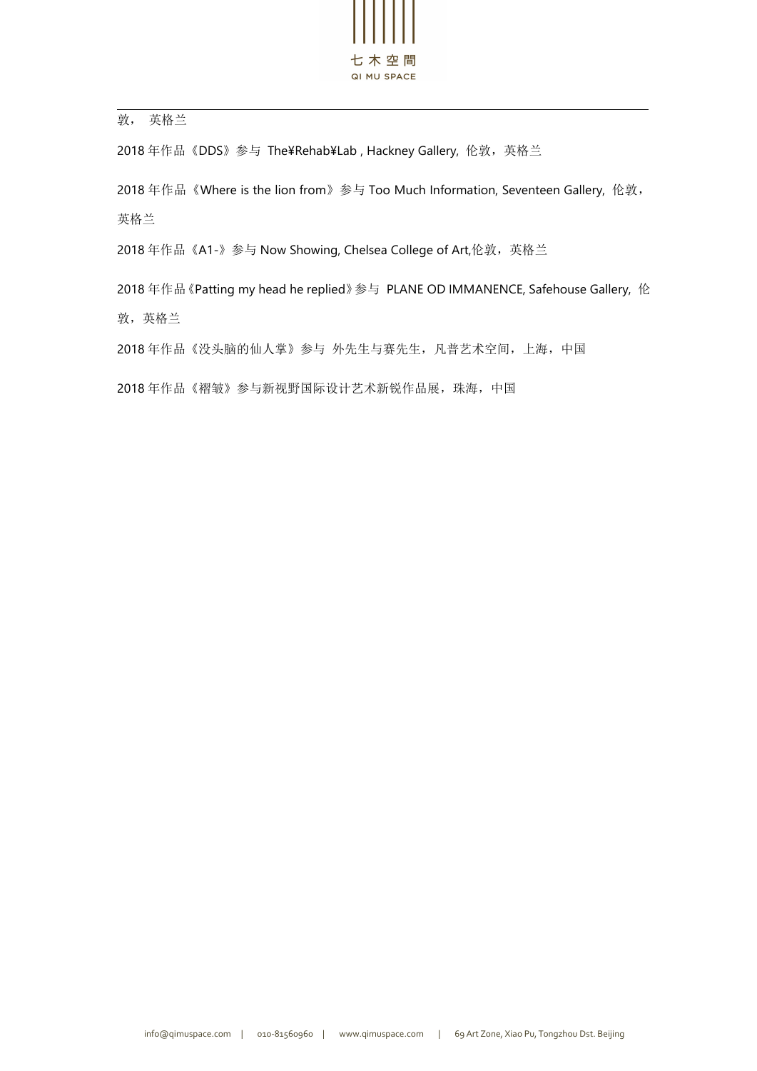敦， 英格兰

2018 年作品《DDS》参与 The¥Rehab¥Lab , Hackney Gallery, 伦敦，英格兰

2018 年作品《Where is the lion from》参与 Too Much Information, Seventeen Gallery, 伦敦，英格兰

2018 年作品《A1-》参与 Now Showing, Chelsea College of Art,伦敦，英格兰

2018 年作品《Patting my head he replied》参与 PLANE OD IMMANENCE, Safehouse Gallery, 伦敦，英格兰

2018 年作品《没头脑的仙人掌》参与 外先生与赛先生，凡普艺术空间，上海，中国

2018 年作品《褶皱》参与新视野国际设计艺术新锐作品展，珠海，中国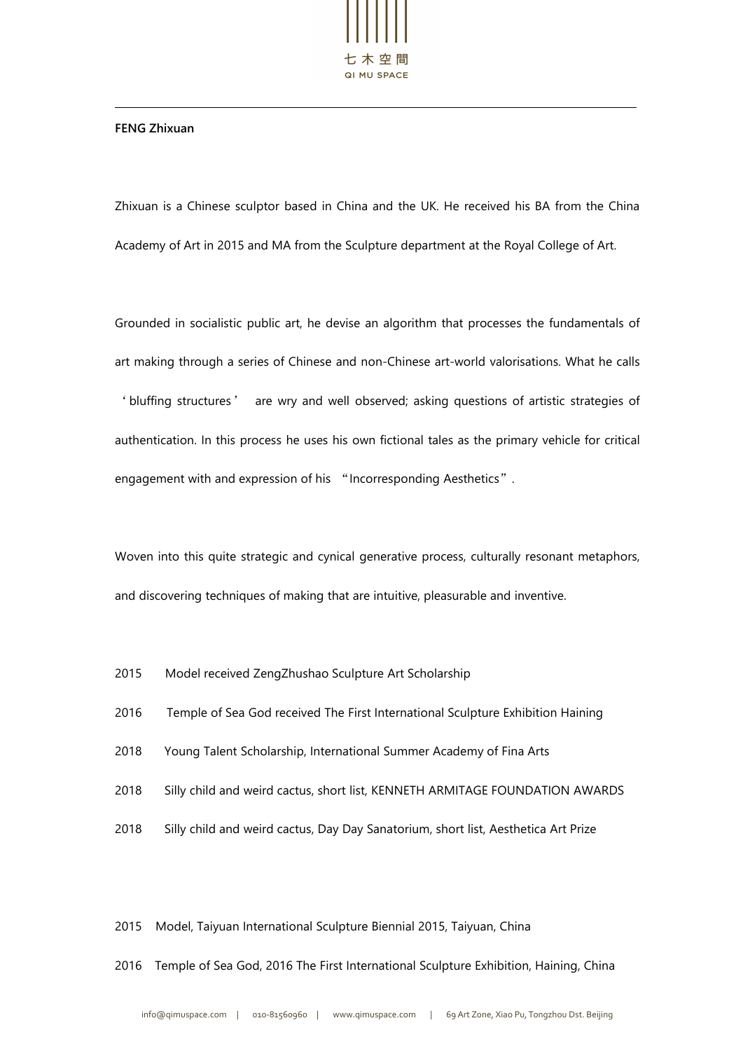**FENG Zhixuan**

Zhixuan is a Chinese sculptor based in China and the UK. He received his BA from the China Academy of Art in 2015 and MA from the Sculpture department at the Royal College of Art.

Grounded in socialistic public art, he devise an algorithm that processes the fundamentals of art making through a series of Chinese and non-Chinese art-world valorisations. What he calls ‘bluffing structures’ are wry and well observed; asking questions of artistic strategies of authentication. In this process he uses his own fictional tales as the primary vehicle for critical engagement with and expression of his “Incorresponding Aesthetics”.

Woven into this quite strategic and cynical generative process, culturally resonant metaphors, and discovering techniques of making that are intuitive, pleasurable and inventive.

2015 Model received ZengZhushao Sculpture Art Scholarship

2016 Temple of Sea God received The First International Sculpture Exhibition Haining

2018 Young Talent Scholarship, International Summer Academy of Fina Arts

2018 Silly child and weird cactus, short list, KENNETH ARMITAGE FOUNDATION AWARDS

2018 Silly child and weird cactus, Day Day Sanatorium, short list, Aesthetica Art Prize

2015 Model, Taiyuan International Sculpture Biennial 2015, Taiyuan, China

2016 Temple of Sea God, 2016 The First International Sculpture Exhibition, Haining, China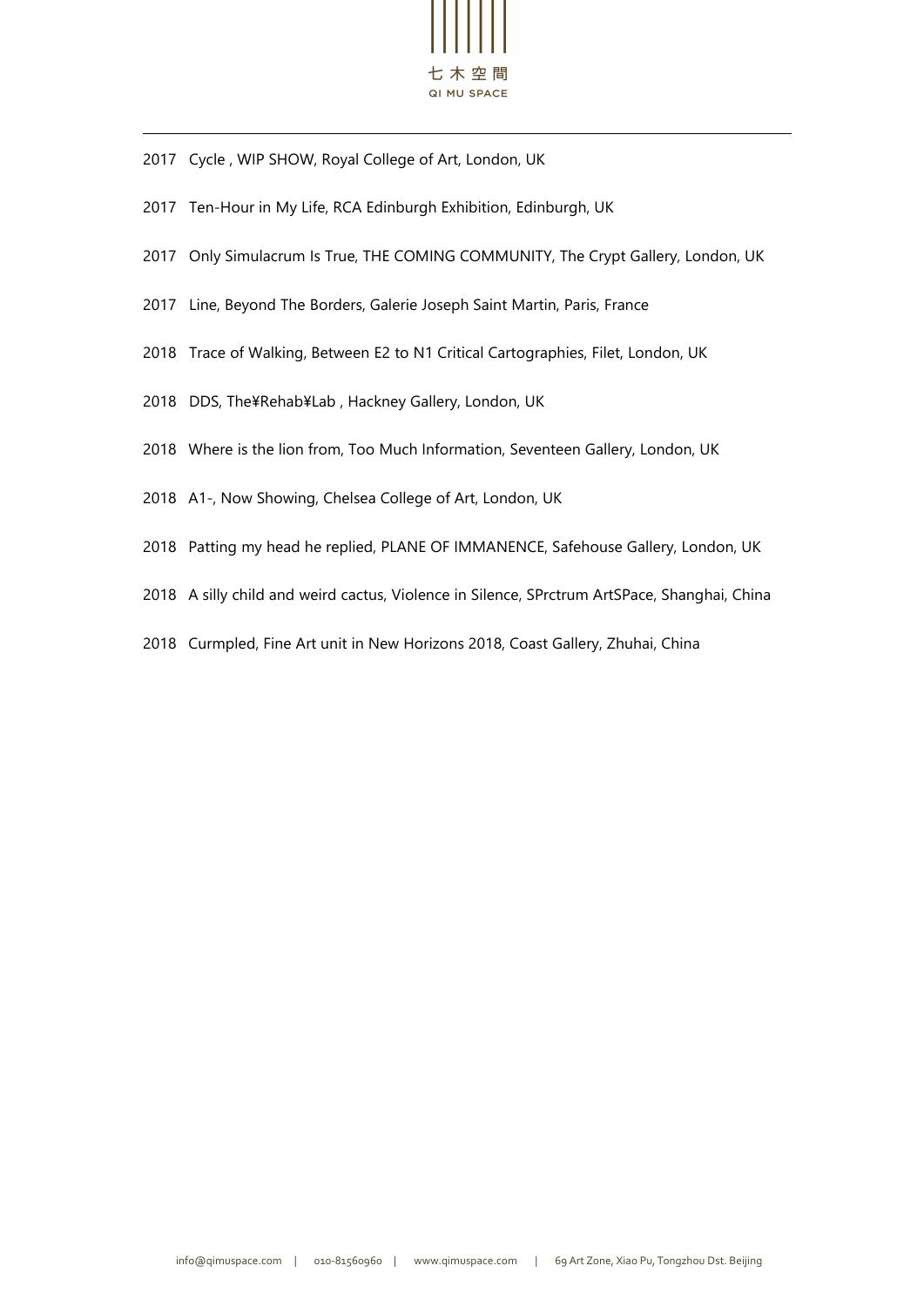2017 Cycle , WIP SHOW, Royal College of Art, London, UK

2017 Ten-Hour in My Life, RCA Edinburgh Exhibition, Edinburgh, UK

2017 Only Simulacrum Is True, THE COMING COMMUNITY, The Crypt Gallery, London, UK

2017 Line, Beyond The Borders, Galerie Joseph Saint Martin, Paris, France

2018 Trace of Walking, Between E2 to N1 Critical Cartographies, Filet, London, UK

2018 DDS, The¥Rehab¥Lab , Hackney Gallery, London, UK

2018 Where is the lion from, Too Much Information, Seventeen Gallery, London, UK

2018 A1-, Now Showing, Chelsea College of Art, London, UK

2018 Patting my head he replied, PLANE OF IMMANENCE, Safehouse Gallery, London, UK

2018 A silly child and weird cactus, Violence in Silence, SPrctrum ArtSPace, Shanghai, China

2018 Curmpled, Fine Art unit in New Horizons 2018, Coast Gallery, Zhuhai, China